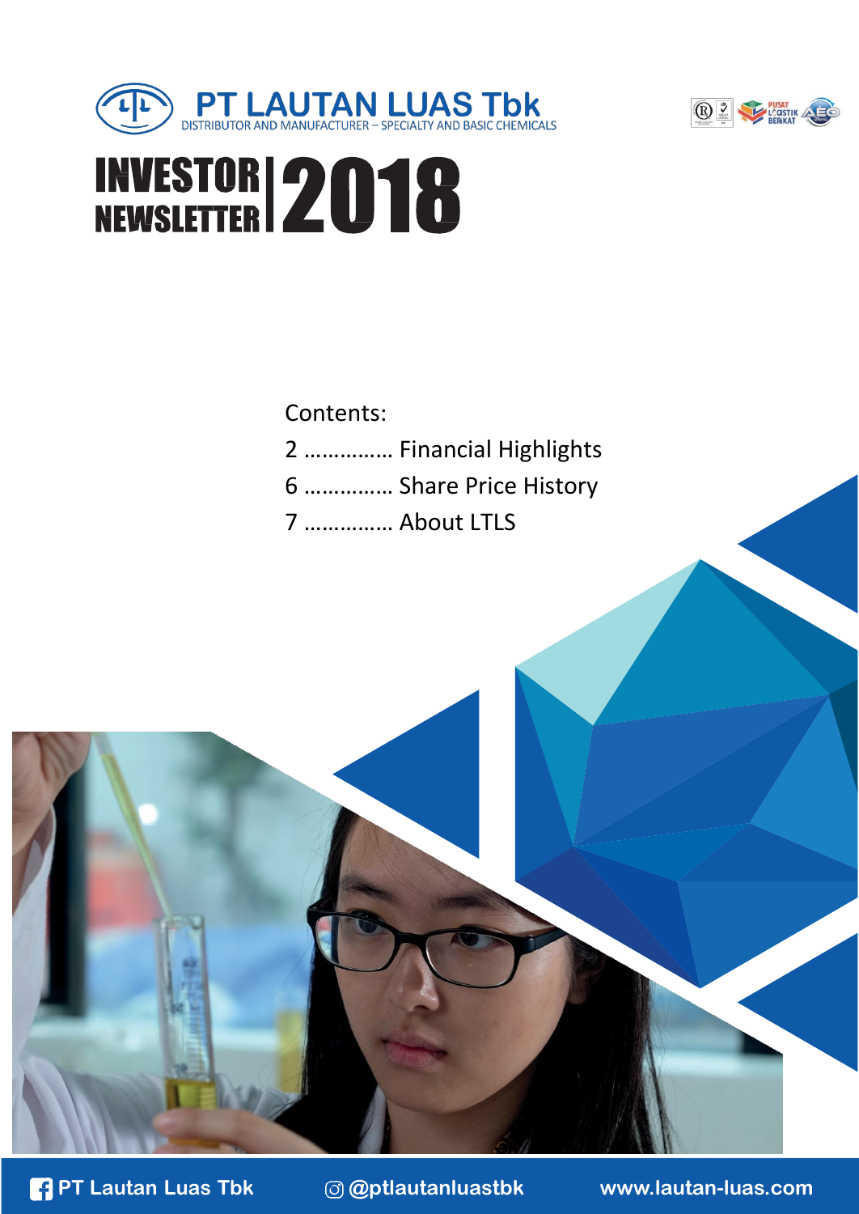# PT LAUTAN LUAS Tbk

DISTRIBUTOR AND MANUFACTURER – SPECIALTY AND BASIC CHEMICALS

# INVESTOR NEWSLETTER 2018

Contents:

2 …………… Financial Highlights

6 …………… Share Price History

7 …………… About LTLS

PT Lautan Luas Tbk  @ptlautanluastbk  www.lautan-luas.com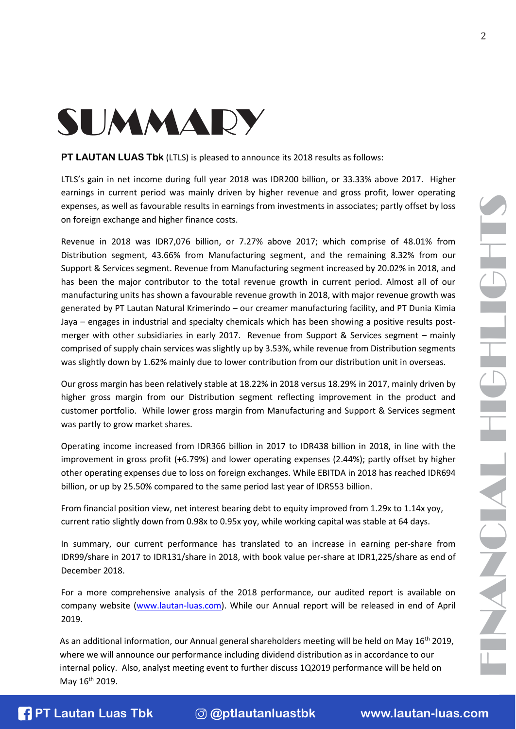# SUMMARY

**PT LAUTAN LUAS Tbk** (LTLS) is pleased to announce its 2018 results as follows:

LTLS's gain in net income during full year 2018 was IDR200 billion, or 33.33% above 2017. Higher earnings in current period was mainly driven by higher revenue and gross profit, lower operating expenses, as well as favourable results in earnings from investments in associates; partly offset by loss on foreign exchange and higher finance costs.

Revenue in 2018 was IDR7,076 billion, or 7.27% above 2017; which comprise of 48.01% from Distribution segment, 43.66% from Manufacturing segment, and the remaining 8.32% from our Support & Services segment. Revenue from Manufacturing segment increased by 20.02% in 2018, and has been the major contributor to the total revenue growth in current period. Almost all of our manufacturing units has shown a favourable revenue growth in 2018, with major revenue growth was generated by PT Lautan Natural Krimerindo – our creamer manufacturing facility, and PT Dunia Kimia Jaya – engages in industrial and specialty chemicals which has been showing a positive results post-merger with other subsidiaries in early 2017. Revenue from Support & Services segment – mainly comprised of supply chain services was slightly up by 3.53%, while revenue from Distribution segments was slightly down by 1.62% mainly due to lower contribution from our distribution unit in overseas.

Our gross margin has been relatively stable at 18.22% in 2018 versus 18.29% in 2017, mainly driven by higher gross margin from our Distribution segment reflecting improvement in the product and customer portfolio. While lower gross margin from Manufacturing and Support & Services segment was partly to grow market shares.

Operating income increased from IDR366 billion in 2017 to IDR438 billion in 2018, in line with the improvement in gross profit (+6.79%) and lower operating expenses (2.44%); partly offset by higher other operating expenses due to loss on foreign exchanges. While EBITDA in 2018 has reached IDR694 billion, or up by 25.50% compared to the same period last year of IDR553 billion.

From financial position view, net interest bearing debt to equity improved from 1.29x to 1.14x yoy, current ratio slightly down from 0.98x to 0.95x yoy, while working capital was stable at 64 days.

In summary, our current performance has translated to an increase in earning per-share from IDR99/share in 2017 to IDR131/share in 2018, with book value per-share at IDR1,225/share as end of December 2018.

For a more comprehensive analysis of the 2018 performance, our audited report is available on company website (www.lautan-luas.com). While our Annual report will be released in end of April 2019.

As an additional information, our Annual general shareholders meeting will be held on May 16th 2019, where we will announce our performance including dividend distribution as in accordance to our internal policy. Also, analyst meeting event to further discuss 1Q2019 performance will be held on May 16th 2019.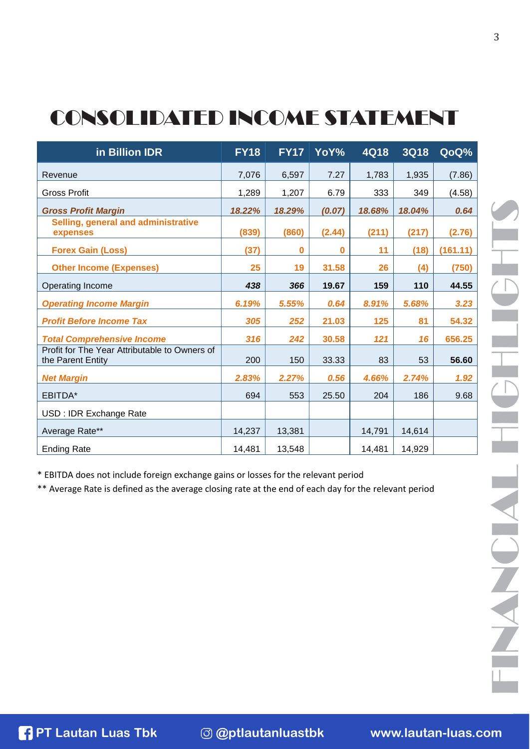# CONSOLIDATED INCOME STATEMENT

| in Billion IDR | FY18 | FY17 | YoY% | 4Q18 | 3Q18 | QoQ% |
|---|---|---|---|---|---|---|
| Revenue | 7,076 | 6,597 | 7.27 | 1,783 | 1,935 | (7.86) |
| Gross Profit | 1,289 | 1,207 | 6.79 | 333 | 349 | (4.58) |
| ***Gross Profit Margin*** | ***18.22%*** | ***18.29%*** | ***(0.07)*** | ***18.68%*** | ***18.04%*** | ***0.64*** |
| **Selling, general and administrative expenses** | **(839)** | **(860)** | **(2.44)** | **(211)** | **(217)** | **(2.76)** |
| **Forex Gain (Loss)** | **(37)** | **0** | **0** | **11** | **(18)** | **(161.11)** |
| **Other Income (Expenses)** | **25** | **19** | **31.58** | **26** | **(4)** | **(750)** |
| Operating Income | ***438*** | ***366*** | **19.67** | **159** | **110** | **44.55** |
| ***Operating Income Margin*** | ***6.19%*** | ***5.55%*** | ***0.64*** | ***8.91%*** | ***5.68%*** | ***3.23*** |
| ***Profit Before Income Tax*** | ***305*** | ***252*** | **21.03** | **125** | **81** | **54.32** |
| ***Total Comprehensive Income*** | ***316*** | ***242*** | **30.58** | ***121*** | ***16*** | **656.25** |
| Profit for The Year Attributable to Owners of the Parent Entity | 200 | 150 | 33.33 | 83 | 53 | **56.60** |
| ***Net Margin*** | ***2.83%*** | ***2.27%*** | ***0.56*** | ***4.66%*** | ***2.74%*** | ***1.92*** |
| EBITDA* | 694 | 553 | 25.50 | 204 | 186 | 9.68 |
| USD : IDR Exchange Rate | | | | | | |
| Average Rate** | 14,237 | 13,381 | | 14,791 | 14,614 | |
| Ending Rate | 14,481 | 13,548 | | 14,481 | 14,929 | |

* EBITDA does not include foreign exchange gains or losses for the relevant period

** Average Rate is defined as the average closing rate at the end of each day for the relevant period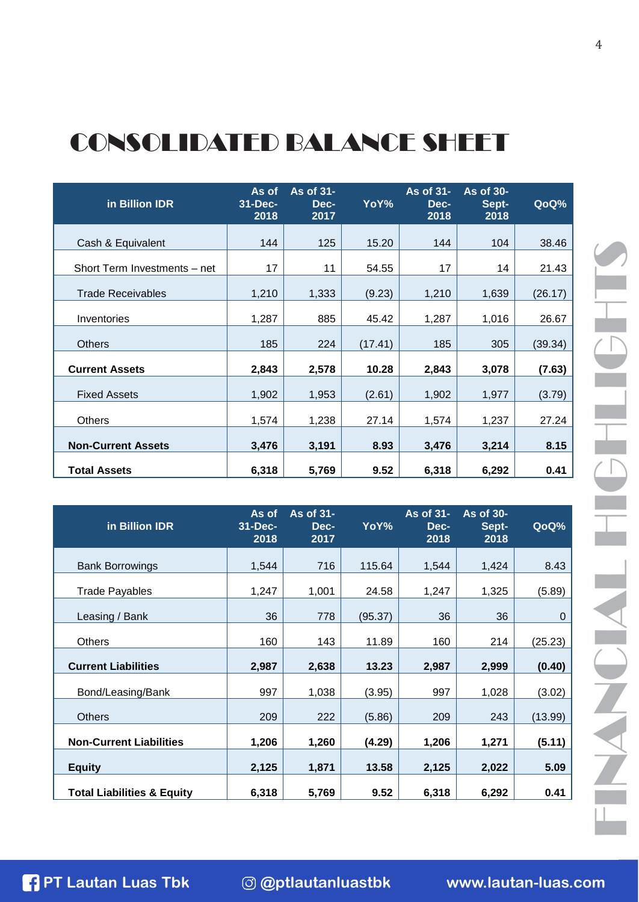# CONSOLIDATED BALANCE SHEET

| in Billion IDR | As of 31-Dec-2018 | As of 31-Dec-2017 | YoY% | As of 31-Dec-2018 | As of 30-Sept-2018 | QoQ% |
|---|---|---|---|---|---|---|
| Cash & Equivalent | 144 | 125 | 15.20 | 144 | 104 | 38.46 |
| Short Term Investments – net | 17 | 11 | 54.55 | 17 | 14 | 21.43 |
| Trade Receivables | 1,210 | 1,333 | (9.23) | 1,210 | 1,639 | (26.17) |
| Inventories | 1,287 | 885 | 45.42 | 1,287 | 1,016 | 26.67 |
| Others | 185 | 224 | (17.41) | 185 | 305 | (39.34) |
| **Current Assets** | **2,843** | **2,578** | **10.28** | **2,843** | **3,078** | **(7.63)** |
| Fixed Assets | 1,902 | 1,953 | (2.61) | 1,902 | 1,977 | (3.79) |
| Others | 1,574 | 1,238 | 27.14 | 1,574 | 1,237 | 27.24 |
| **Non-Current Assets** | **3,476** | **3,191** | **8.93** | **3,476** | **3,214** | **8.15** |
| **Total Assets** | **6,318** | **5,769** | **9.52** | **6,318** | **6,292** | **0.41** |

| in Billion IDR | As of 31-Dec-2018 | As of 31-Dec-2017 | YoY% | As of 31-Dec-2018 | As of 30-Sept-2018 | QoQ% |
|---|---|---|---|---|---|---|
| Bank Borrowings | 1,544 | 716 | 115.64 | 1,544 | 1,424 | 8.43 |
| Trade Payables | 1,247 | 1,001 | 24.58 | 1,247 | 1,325 | (5.89) |
| Leasing / Bank | 36 | 778 | (95.37) | 36 | 36 | 0 |
| Others | 160 | 143 | 11.89 | 160 | 214 | (25.23) |
| **Current Liabilities** | **2,987** | **2,638** | **13.23** | **2,987** | **2,999** | **(0.40)** |
| Bond/Leasing/Bank | 997 | 1,038 | (3.95) | 997 | 1,028 | (3.02) |
| Others | 209 | 222 | (5.86) | 209 | 243 | (13.99) |
| **Non-Current Liabilities** | **1,206** | **1,260** | **(4.29)** | **1,206** | **1,271** | **(5.11)** |
| **Equity** | **2,125** | **1,871** | **13.58** | **2,125** | **2,022** | **5.09** |
| **Total Liabilities & Equity** | **6,318** | **5,769** | **9.52** | **6,318** | **6,292** | **0.41** |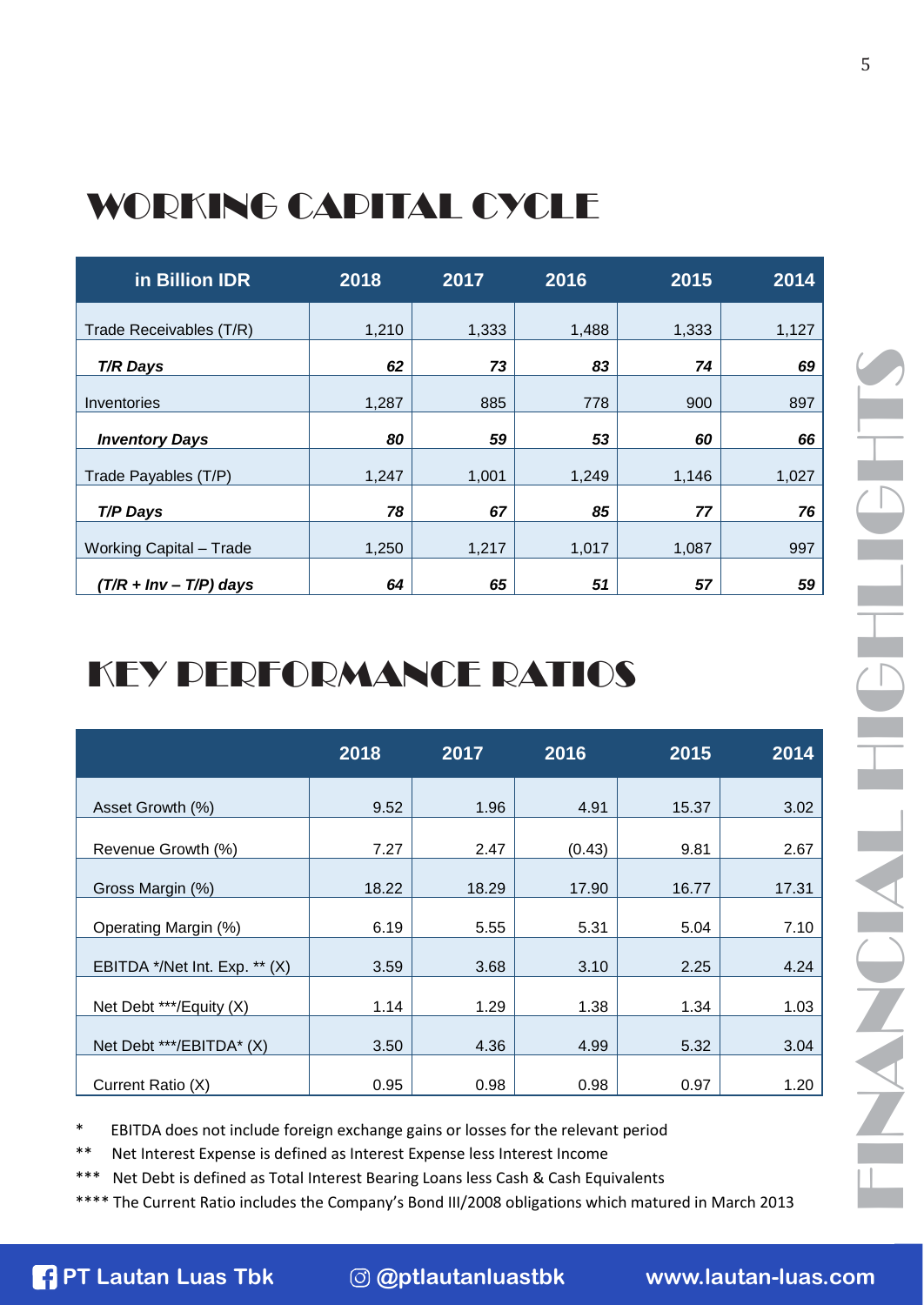# WORKING CAPITAL CYCLE

| in Billion IDR | 2018 | 2017 | 2016 | 2015 | 2014 |
|---|---|---|---|---|---|
| Trade Receivables (T/R) | 1,210 | 1,333 | 1,488 | 1,333 | 1,127 |
| ***T/R Days*** | ***62*** | ***73*** | ***83*** | ***74*** | ***69*** |
| Inventories | 1,287 | 885 | 778 | 900 | 897 |
| ***Inventory Days*** | ***80*** | ***59*** | ***53*** | ***60*** | ***66*** |
| Trade Payables (T/P) | 1,247 | 1,001 | 1,249 | 1,146 | 1,027 |
| ***T/P Days*** | ***78*** | ***67*** | ***85*** | ***77*** | ***76*** |
| Working Capital – Trade | 1,250 | 1,217 | 1,017 | 1,087 | 997 |
| ***(T/R + Inv – T/P) days*** | ***64*** | ***65*** | ***51*** | ***57*** | ***59*** |

# KEY PERFORMANCE RATIOS

| | 2018 | 2017 | 2016 | 2015 | 2014 |
|---|---|---|---|---|---|
| Asset Growth (%) | 9.52 | 1.96 | 4.91 | 15.37 | 3.02 |
| Revenue Growth (%) | 7.27 | 2.47 | (0.43) | 9.81 | 2.67 |
| Gross Margin (%) | 18.22 | 18.29 | 17.90 | 16.77 | 17.31 |
| Operating Margin (%) | 6.19 | 5.55 | 5.31 | 5.04 | 7.10 |
| EBITDA */Net Int. Exp. ** (X) | 3.59 | 3.68 | 3.10 | 2.25 | 4.24 |
| Net Debt ***/Equity (X) | 1.14 | 1.29 | 1.38 | 1.34 | 1.03 |
| Net Debt ***/EBITDA* (X) | 3.50 | 4.36 | 4.99 | 5.32 | 3.04 |
| Current Ratio (X) | 0.95 | 0.98 | 0.98 | 0.97 | 1.20 |

\* EBITDA does not include foreign exchange gains or losses for the relevant period

\** Net Interest Expense is defined as Interest Expense less Interest Income

\*** Net Debt is defined as Total Interest Bearing Loans less Cash & Cash Equivalents

\**** The Current Ratio includes the Company's Bond III/2008 obligations which matured in March 2013

FINANCIAL HIGHLIGHTS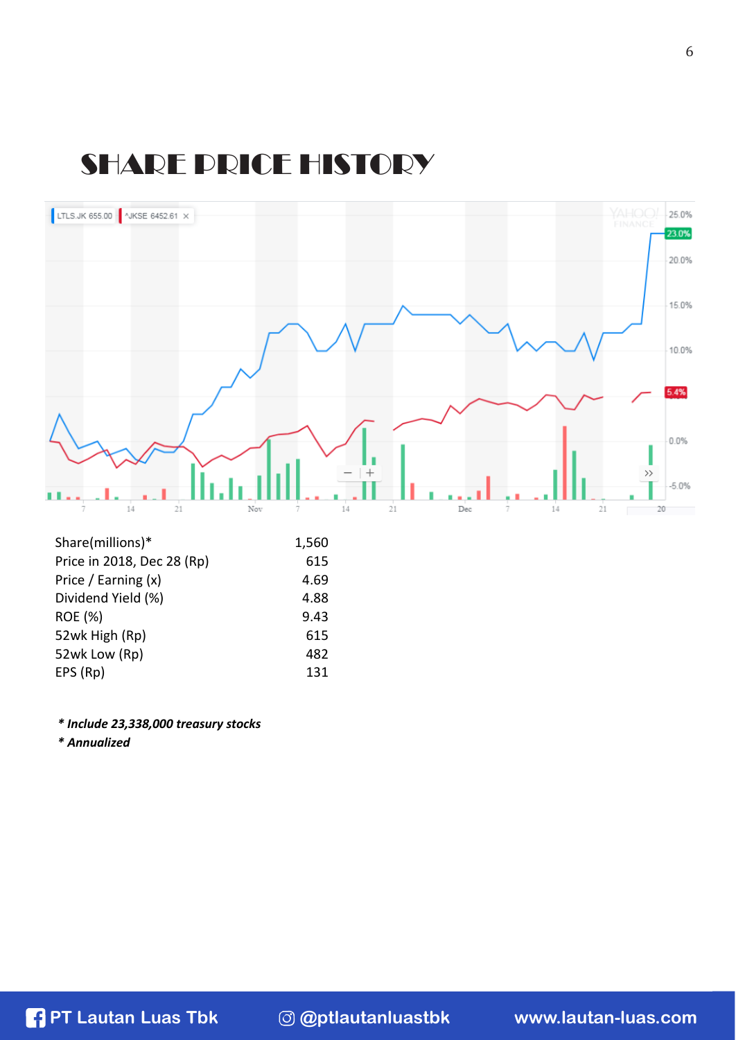# SHARE PRICE HISTORY

| | |
|---|---|
| Share(millions)* | 1,560 |
| Price in 2018, Dec 28 (Rp) | 615 |
| Price / Earning (x) | 4.69 |
| Dividend Yield (%) | 4.88 |
| ROE (%) | 9.43 |
| 52wk High (Rp) | 615 |
| 52wk Low (Rp) | 482 |
| EPS (Rp) | 131 |

***\* Include 23,338,000 treasury stocks***

***\* Annualized***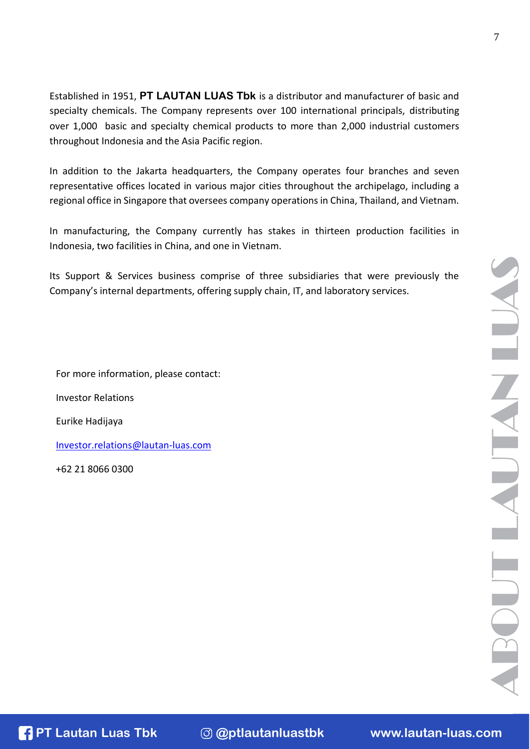# ABOUT LAUTAN LUAS

Established in 1951, **PT LAUTAN LUAS Tbk** is a distributor and manufacturer of basic and specialty chemicals. The Company represents over 100 international principals, distributing over 1,000 basic and specialty chemical products to more than 2,000 industrial customers throughout Indonesia and the Asia Pacific region.

In addition to the Jakarta headquarters, the Company operates four branches and seven representative offices located in various major cities throughout the archipelago, including a regional office in Singapore that oversees company operations in China, Thailand, and Vietnam.

In manufacturing, the Company currently has stakes in thirteen production facilities in Indonesia, two facilities in China, and one in Vietnam.

Its Support & Services business comprise of three subsidiaries that were previously the Company's internal departments, offering supply chain, IT, and laboratory services.

For more information, please contact:

Investor Relations

Eurike Hadijaya

Investor.relations@lautan-luas.com

+62 21 8066 0300

PT Lautan Luas Tbk | @ptlautanluastbk | www.lautan-luas.com